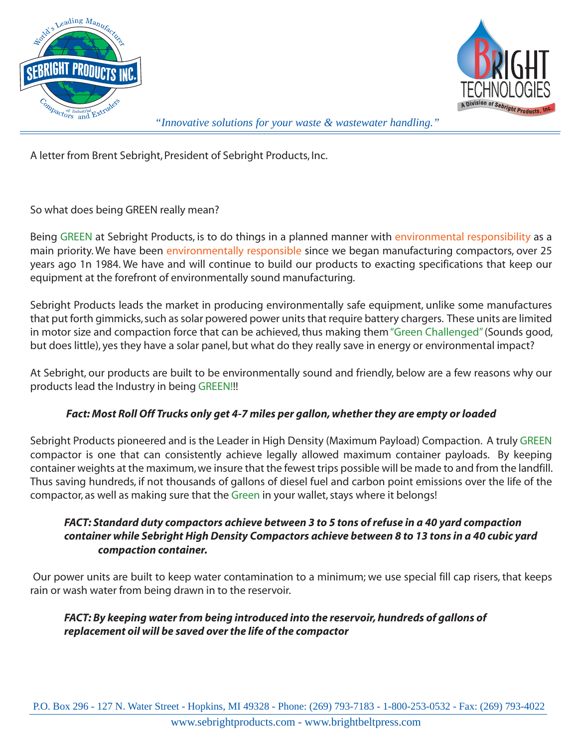"Innovative solutions for your waste & wastewater handling."

A letter from Brent Sebright, President of Sebright Products, Inc.

So what does being GREEN really mean?

Being GREEN at Sebright Products, is to do things in a planned manner with environmental responsibility as a main priority. We have been environmentally responsible since we began manufacturing compactors, over 25 years ago 1n 1984. We have and will continue to build our products to exacting specifications that keep our equipment at the forefront of environmentally sound manufacturing.

Sebright Products leads the market in producing environmentally safe equipment, unlike some manufactures that put forth gimmicks, such as solar powered power units that require battery chargers. These units are limited in motor size and compaction force that can be achieved, thus making them "Green Challenged" (Sounds good, but does little), yes they have a solar panel, but what do they really save in energy or environmental impact?

At Sebright, our products are built to be environmentally sound and friendly, below are a few reasons why our products lead the Industry in being GREEN!!!

***Fact: Most Roll Off Trucks only get 4-7 miles per gallon, whether they are empty or loaded***

Sebright Products pioneered and is the Leader in High Density (Maximum Payload) Compaction. A truly GREEN compactor is one that can consistently achieve legally allowed maximum container payloads. By keeping container weights at the maximum, we insure that the fewest trips possible will be made to and from the landfill. Thus saving hundreds, if not thousands of gallons of diesel fuel and carbon point emissions over the life of the compactor, as well as making sure that the Green in your wallet, stays where it belongs!

***FACT: Standard duty compactors achieve between 3 to 5 tons of refuse in a 40 yard compaction container while Sebright High Density Compactors achieve between 8 to 13 tons in a 40 cubic yard compaction container.***

Our power units are built to keep water contamination to a minimum; we use special fill cap risers, that keeps rain or wash water from being drawn in to the reservoir.

***FACT: By keeping water from being introduced into the reservoir, hundreds of gallons of replacement oil will be saved over the life of the compactor***

P.O. Box 296 - 127 N. Water Street - Hopkins, MI 49328 - Phone: (269) 793-7183 - 1-800-253-0532 - Fax: (269) 793-4022

www.sebrightproducts.com - www.brightbeltpress.com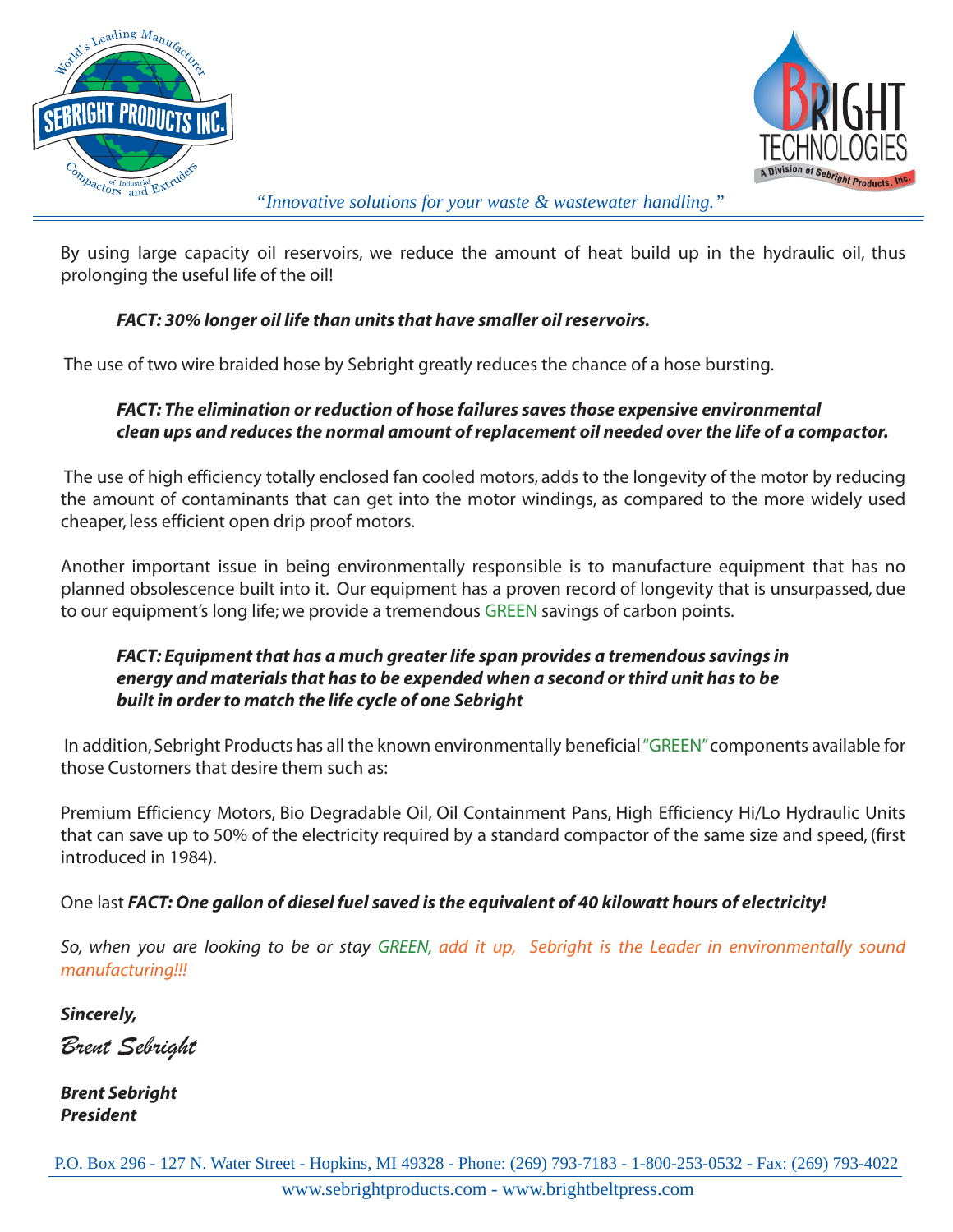"Innovative solutions for your waste & wastewater handling."

By using large capacity oil reservoirs, we reduce the amount of heat build up in the hydraulic oil, thus prolonging the useful life of the oil!

***FACT: 30% longer oil life than units that have smaller oil reservoirs.***

The use of two wire braided hose by Sebright greatly reduces the chance of a hose bursting.

***FACT: The elimination or reduction of hose failures saves those expensive environmental clean ups and reduces the normal amount of replacement oil needed over the life of a compactor.***

The use of high efficiency totally enclosed fan cooled motors, adds to the longevity of the motor by reducing the amount of contaminants that can get into the motor windings, as compared to the more widely used cheaper, less efficient open drip proof motors.

Another important issue in being environmentally responsible is to manufacture equipment that has no planned obsolescence built into it. Our equipment has a proven record of longevity that is unsurpassed, due to our equipment's long life; we provide a tremendous GREEN savings of carbon points.

***FACT: Equipment that has a much greater life span provides a tremendous savings in energy and materials that has to be expended when a second or third unit has to be built in order to match the life cycle of one Sebright***

In addition, Sebright Products has all the known environmentally beneficial "GREEN" components available for those Customers that desire them such as:

Premium Efficiency Motors, Bio Degradable Oil, Oil Containment Pans, High Efficiency Hi/Lo Hydraulic Units that can save up to 50% of the electricity required by a standard compactor of the same size and speed, (first introduced in 1984).

One last ***FACT: One gallon of diesel fuel saved is the equivalent of 40 kilowatt hours of electricity!***

*So, when you are looking to be or stay GREEN, add it up, Sebright is the Leader in environmentally sound manufacturing!!!*

***Sincerely,***

*Brent Sebright*

***Brent Sebright***
***President***

P.O. Box 296 - 127 N. Water Street - Hopkins, MI 49328 - Phone: (269) 793-7183 - 1-800-253-0532 - Fax: (269) 793-4022
www.sebrightproducts.com - www.brightbeltpress.com